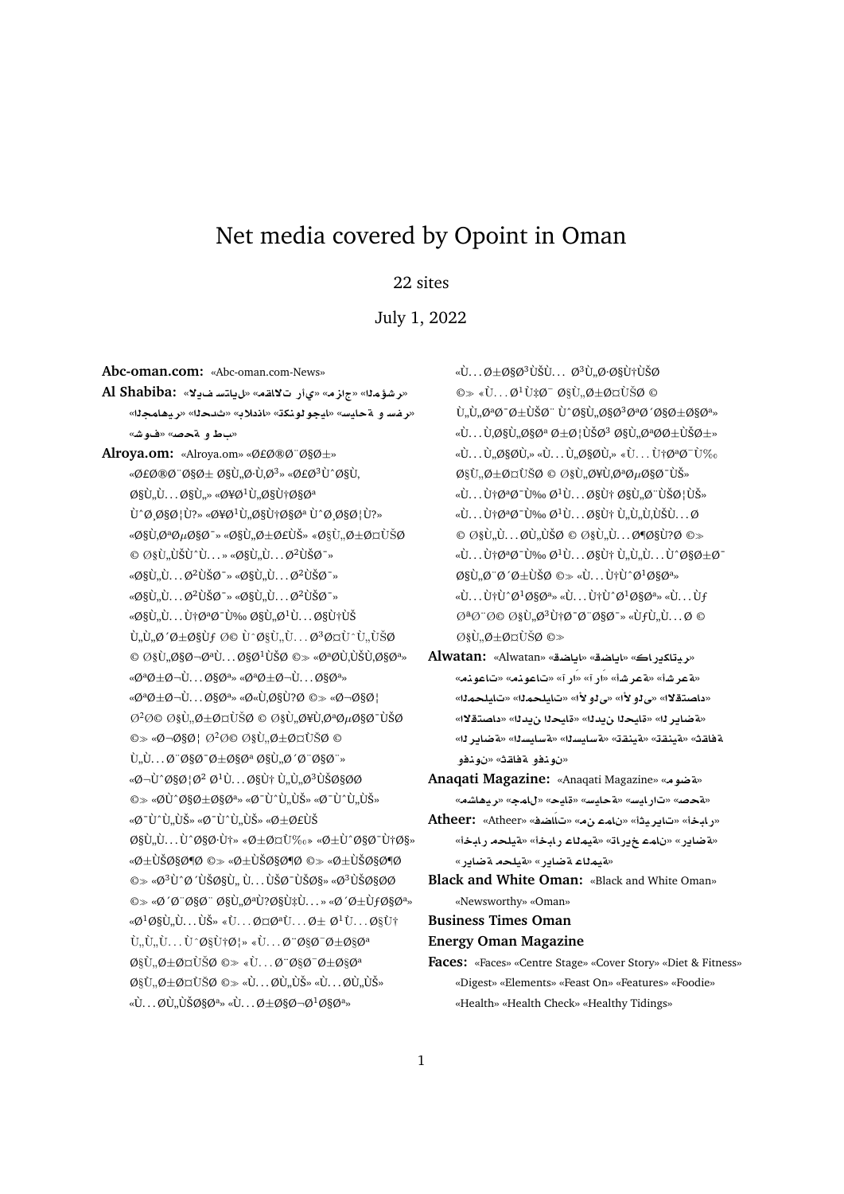# Net media covered by Opoint in Oman

22 sites

July 1, 2022

**Abc-oman.com:** «Abc-oman.com-News»

**Al Shabiba:** «لايف ستايل» «مقالات رأي» «مزاج» «المؤشر» «سياحة و سفر» «تكنولوجيا» «بلادنا» «الحدث» «الجماهير» «صحة و طب» «شوف»

**Alroya.om:** «Alroya.om» «Ø£Ø®Ø¨Ø§Ø±» «Ø£Ø®Ø¨Ø§Ø± Ø§Ù„Ø·Ù‚Ø³» «Ø£Ø³Ù^Ø§Ù‚ Ø§Ù„Ù…Ø§Ù„» «Ø¥Ø¹Ù„Ø§Ù†Ø§Øª Ù^Ø¸Ø§Ø¦Ù?» «Ø¥Ø¹Ù„Ø§Ù†Ø§Øª Ù^Ø¸Ø§Ø¦Ù?» «Ø§Ù‚ØªØµØ§Ø¯» «Ø§Ù„Ø±Ø£ÙŠ» «Ø§Ù„Ø±Ø¤ÙŠØ© Ø§Ù„ÙŠÙ^Ù…» «Ø§Ù„Ù…Ø²ÙŠØ¯» «Ø§Ù„Ù…Ø²ÙŠØ¯» «Ø§Ù„Ù…Ø²ÙŠØ¯» «Ø§Ù„Ù…Ø²ÙŠØ¯» «Ø§Ù„Ù…Ù†ØªØ¯Ù‰ Ø§Ù„Ø¹Ù…Ø§Ù†ÙŠ Ù„Ù„Ø´Ø±Ø§ÙƒØ© Ù^Ø§Ù„Ù…Ø³Ø¤Ù^Ù„ÙŠØ© Ø§Ù„Ø§Ø¬ØªÙ…Ø§Ø¹ÙŠØ©» «ØªØ­Ù‚ÙŠÙ‚Ø§Øª» «ØªØ±Ø¬Ù…Ø§Øª» «ØªØ±Ø¬Ù…Ø§Øª» «ØªØ±Ø¬Ù…Ø§Øª» «Ø«Ù‚Ø§Ù?Ø©» «Ø¬Ø§Ø¦Ø²Ø© Ø§Ù„Ø±Ø¤ÙŠØ© Ø§Ù„Ø¥Ù‚ØªØµØ§Ø¯ÙŠØ©» «Ø¬Ø§Ø¦Ø²Ø© Ø§Ù„Ø±Ø¤ÙŠØ© Ù„Ù…Ø¨Ø§Ø¯Ø±Ø§Øª Ø§Ù„Ø´Ø¨Ø§Ø¨» «Ø¬Ù^Ø§Ø¦Ø² Ø¹Ù…Ø§Ù† Ù„Ù„Ø³ÙŠØ§Ø­Ø©» «Ø­Ù^Ø§Ø±Ø§Øª» «Ø¯Ù^Ù„ÙŠ» «Ø¯Ù^Ù„ÙŠ» «Ø¯Ù^Ù„ÙŠ» «Ø¯Ù^Ù„ÙŠ» «Ø±Ø£ÙŠ Ø§Ù„Ù…Ù^Ø§Ø·Ù†» «Ø±Ø¤Ù‰» «Ø±Ù^Ø§Ø¯Ù†Ø§» «Ø±ÙŠØ§Ø¶Ø©» «Ø±ÙŠØ§Ø¶Ø©» «Ø±ÙŠØ§Ø¶Ø©» «Ø³Ù^Ø´ÙŠØ§Ù„ Ù…ÙŠØ¯ÙŠØ§» «Ø³ÙŠØ§Ø³Ø©» «Ø´Ø¨Ø§Ø¨ Ø§Ù„ØªÙ?Ø§Ù‡Ù…» «Ø´Ø±ÙƒØ§Øª» «Ø¹Ø§Ù„Ù…ÙŠ» «Ù…Ø¤ØªÙ…Ø± Ø¹Ù…Ø§Ù† Ù„Ù„Ù…Ù^Ø§Ø±Ø¯ Ø§Ù„Ø¨Ø´Ø±ÙŠØ©» «Ù…Ø¨Ø§Ø¯Ø±Ø§Øª Ø§Ù„Ø±Ø¤ÙŠØ©» «Ù…Ø­Ù„ÙŠ» «Ù…Ø­Ù„ÙŠ» «Ù…Ø­Ù„ÙŠØ§Øª» «Ù…Ø±Ø§Ø¬Ø¹Ø§Øª» «Ù…Ø±Ø§Ø³ÙŠÙ… Ø³Ù„Ø·Ø§Ù†ÙŠØ©» «Ù…Ø¹Ù‡Ø¯ Ø§Ù„Ø±Ø¤ÙŠØ© Ù„Ù„ØªØ¯Ø±ÙŠØ¨ Ù^Ø§Ù„Ø§Ø³ØªØ´Ø§Ø±Ø§Øª» «Ù…Ù„Ø§Ø­Ù‚ Ø±Ù…Ø¶Ø§Ù†ÙŠØ© Ø§Ù„ØªØ±Ù?ÙŠÙ‡ÙŠ» «Ù…Ù„Ù?Ø§Øª» «Ù…Ù„Ù?Ø§Øª» «Ù…Ù†ØªØ¯Ù‰ Ø¹Ù…Ø§Ù† Ø§Ù„Ø¨ÙŠØ¦ÙŠ» «Ù…Ù†ØªØ¯Ù‰ Ø¹Ù…Ø§Ù† Ù„Ù„Ù‚ÙŠÙ…Ø© Ø§Ù„Ù…Ø¶Ø§Ù?Ø©» «Ù…Ù†ØªØ¯Ù‰ Ø¹Ù…Ø§Ù† Ù„Ù„Ù…Ù^Ø§Ø±Ø¯ Ø§Ù„Ø¨Ø´Ø±ÙŠØ©» «Ù…Ù†Ù^Ø¹Ø§Øª» «Ù…Ù†Ù^Ø¹Ø§Øª» «Ù…Ù†Ù^Ø¹Ø§Øª» «Ù…ÙƒØªØ¨Ø© Ø§Ù„Ø³Ù†Ø¯Ø¨Ø§Ø¯» «ÙƒÙ„Ù…Ø© Ø§Ù„Ø±Ø¤ÙŠØ©»

**Alwatan:** «Alwatan» «قضايا» «قضايا» «كاريكاتير» «أشرعة» «آراء» «منوعات» «منوعات» «المحليات» «الأولى» «الأولى» «المحليات» «الاقتصاد» «الرياضة» «الدين الحياة» «الدين الحياة» «الاقتصاد» «ثقافة» «تقنية» «تقنية» «السياسة» «السياسة» «الرياضة» «ثقافة وفنون»

**Anaqati Magazine:** «Anaqati Magazine» «موضة» «صحة» «سيارات» «حياة» «جمال» «مشاهير»

**Atheer:** «Atheer» «فضالات» «من عمان» «أثيريات» «أخبار» «أخبار محلية» «أخبار عالمية» «رياضة خارج عمان» «رياضة محلية» «رياضة عالمية»

**Black and White Oman:** «Black and White Oman» «Newsworthy» «Oman»

**Business Times Oman**

**Energy Oman Magazine**

**Faces:** «Faces» «Centre Stage» «Cover Story» «Diet & Fitness» «Digest» «Elements» «Feast On» «Features» «Foodie» «Health» «Health Check» «Healthy Tidings»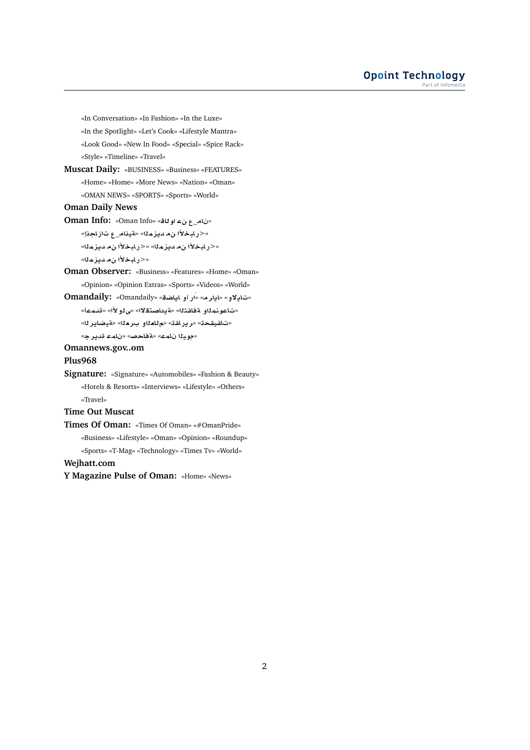«In Conversation» «In Fashion» «In the Luxe» «In the Spotlight» «Let's Cook» «Lifestyle Mantra» «Look Good» «New In Food» «Special» «Spice Rack» «Style» «Timeline» «Travel»

**Muscat Daily:** «BUSINESS» «Business» «FEATURES» «Home» «Home» «More News» «Nation» «Oman» «OMAN NEWS» «SPORTS» «Sports» «World»

**Oman Daily News**

**Oman Info:** «Oman Info» «قالوا عن عـمان» «<المزيد من الأخبار» «إنجازات عـمانية» «<المزيد من الأخبار» «<المزيد من الأخبار» «<المزيد من الأخبار»

**Oman Observer:** «Business» «Features» «Home» «Oman» «Opinion» «Opinion Extras» «Sports» «Videos» «World»

**Omandaily:** «Omandaily» «قضايا وآراء» «مرايا» «ولايات» «أعمدة» «الأولى» «الاقتصادية» «الثقافة والمنوعات» «الرياضية» «العرب والعالم» «تقارير» «تحقيقات» «جريدة عمان» «صحافة» «عمان اليوم»

**Omannews.gov..om**

**Plus968**

**Signature:** «Signature» «Automobiles» «Fashion & Beauty» «Hotels & Resorts» «Interviews» «Lifestyle» «Others» «Travel»

**Time Out Muscat**

**Times Of Oman:** «Times Of Oman» «#OmanPride» «Business» «Lifestyle» «Oman» «Opinion» «Roundup» «Sports» «T-Mag» «Technology» «Times Tv» «World»

**Wejhatt.com**

**Y Magazine Pulse of Oman:** «Home» «News»